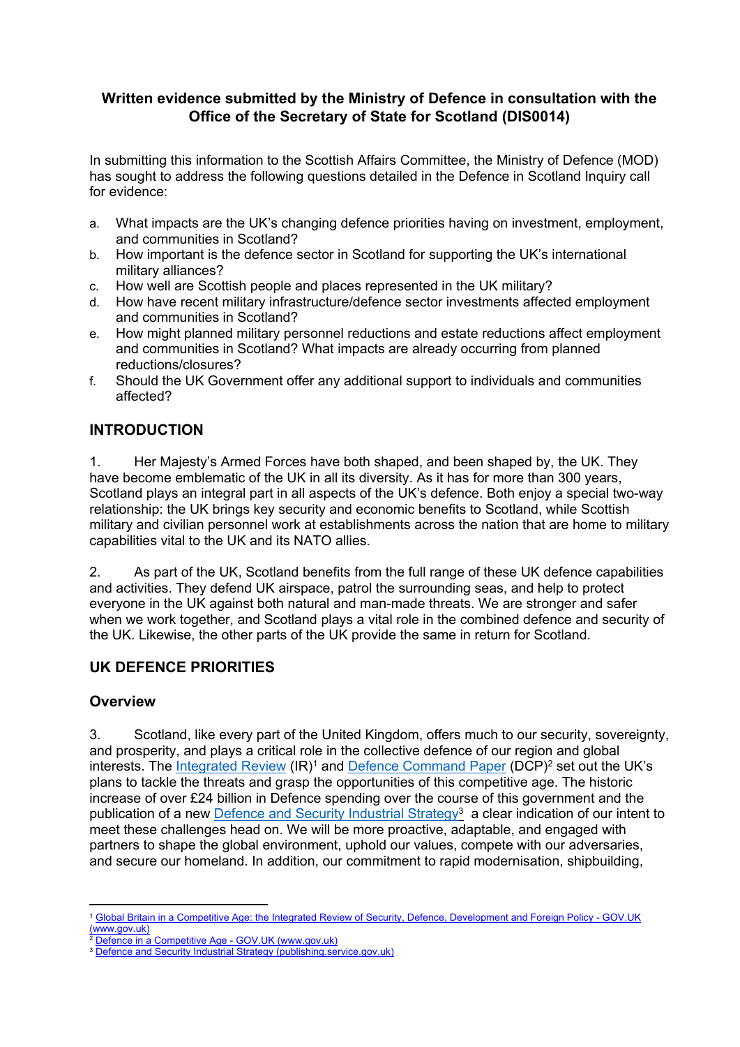**Written evidence submitted by the Ministry of Defence in consultation with the Office of the Secretary of State for Scotland (DIS0014)**

In submitting this information to the Scottish Affairs Committee, the Ministry of Defence (MOD) has sought to address the following questions detailed in the Defence in Scotland Inquiry call for evidence:

a. What impacts are the UK's changing defence priorities having on investment, employment, and communities in Scotland?
b. How important is the defence sector in Scotland for supporting the UK's international military alliances?
c. How well are Scottish people and places represented in the UK military?
d. How have recent military infrastructure/defence sector investments affected employment and communities in Scotland?
e. How might planned military personnel reductions and estate reductions affect employment and communities in Scotland? What impacts are already occurring from planned reductions/closures?
f. Should the UK Government offer any additional support to individuals and communities affected?

## INTRODUCTION

1. Her Majesty's Armed Forces have both shaped, and been shaped by, the UK. They have become emblematic of the UK in all its diversity. As it has for more than 300 years, Scotland plays an integral part in all aspects of the UK's defence. Both enjoy a special two-way relationship: the UK brings key security and economic benefits to Scotland, while Scottish military and civilian personnel work at establishments across the nation that are home to military capabilities vital to the UK and its NATO allies.

2. As part of the UK, Scotland benefits from the full range of these UK defence capabilities and activities. They defend UK airspace, patrol the surrounding seas, and help to protect everyone in the UK against both natural and man-made threats. We are stronger and safer when we work together, and Scotland plays a vital role in the combined defence and security of the UK. Likewise, the other parts of the UK provide the same in return for Scotland.

## UK DEFENCE PRIORITIES

### Overview

3. Scotland, like every part of the United Kingdom, offers much to our security, sovereignty, and prosperity, and plays a critical role in the collective defence of our region and global interests. The Integrated Review (IR)[1] and Defence Command Paper (DCP)[2] set out the UK's plans to tackle the threats and grasp the opportunities of this competitive age. The historic increase of over £24 billion in Defence spending over the course of this government and the publication of a new Defence and Security Industrial Strategy[3] a clear indication of our intent to meet these challenges head on. We will be more proactive, adaptable, and engaged with partners to shape the global environment, uphold our values, compete with our adversaries, and secure our homeland. In addition, our commitment to rapid modernisation, shipbuilding,

---

[1] Global Britain in a Competitive Age: the Integrated Review of Security, Defence, Development and Foreign Policy - GOV.UK (www.gov.uk)

[2] Defence in a Competitive Age - GOV.UK (www.gov.uk)

[3] Defence and Security Industrial Strategy (publishing.service.gov.uk)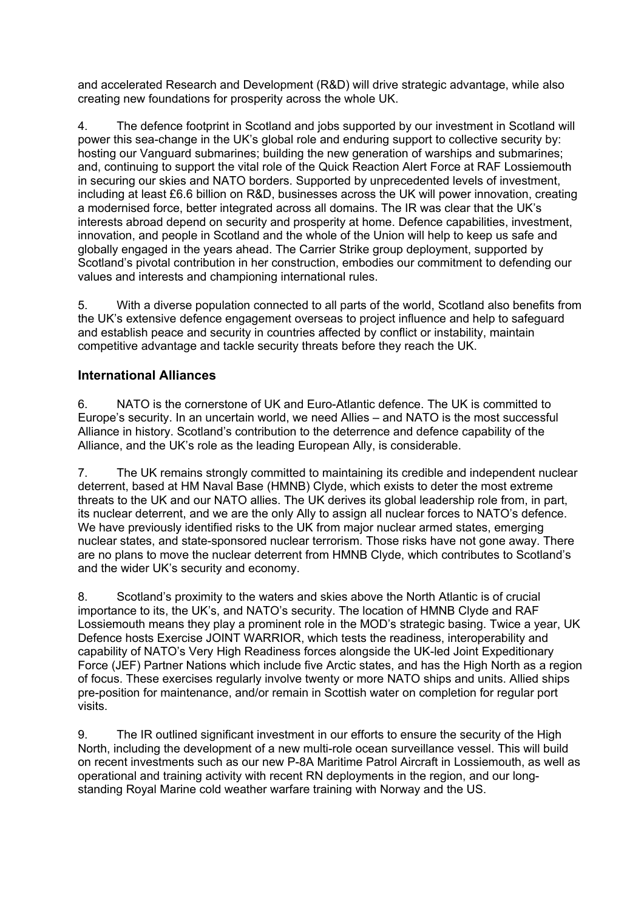and accelerated Research and Development (R&D) will drive strategic advantage, while also creating new foundations for prosperity across the whole UK.

4. The defence footprint in Scotland and jobs supported by our investment in Scotland will power this sea-change in the UK's global role and enduring support to collective security by: hosting our Vanguard submarines; building the new generation of warships and submarines; and, continuing to support the vital role of the Quick Reaction Alert Force at RAF Lossiemouth in securing our skies and NATO borders. Supported by unprecedented levels of investment, including at least £6.6 billion on R&D, businesses across the UK will power innovation, creating a modernised force, better integrated across all domains. The IR was clear that the UK's interests abroad depend on security and prosperity at home. Defence capabilities, investment, innovation, and people in Scotland and the whole of the Union will help to keep us safe and globally engaged in the years ahead. The Carrier Strike group deployment, supported by Scotland's pivotal contribution in her construction, embodies our commitment to defending our values and interests and championing international rules.

5. With a diverse population connected to all parts of the world, Scotland also benefits from the UK's extensive defence engagement overseas to project influence and help to safeguard and establish peace and security in countries affected by conflict or instability, maintain competitive advantage and tackle security threats before they reach the UK.

## International Alliances

6. NATO is the cornerstone of UK and Euro-Atlantic defence. The UK is committed to Europe's security. In an uncertain world, we need Allies – and NATO is the most successful Alliance in history. Scotland's contribution to the deterrence and defence capability of the Alliance, and the UK's role as the leading European Ally, is considerable.

7. The UK remains strongly committed to maintaining its credible and independent nuclear deterrent, based at HM Naval Base (HMNB) Clyde, which exists to deter the most extreme threats to the UK and our NATO allies. The UK derives its global leadership role from, in part, its nuclear deterrent, and we are the only Ally to assign all nuclear forces to NATO's defence. We have previously identified risks to the UK from major nuclear armed states, emerging nuclear states, and state-sponsored nuclear terrorism. Those risks have not gone away. There are no plans to move the nuclear deterrent from HMNB Clyde, which contributes to Scotland's and the wider UK's security and economy.

8. Scotland's proximity to the waters and skies above the North Atlantic is of crucial importance to its, the UK's, and NATO's security. The location of HMNB Clyde and RAF Lossiemouth means they play a prominent role in the MOD's strategic basing. Twice a year, UK Defence hosts Exercise JOINT WARRIOR, which tests the readiness, interoperability and capability of NATO's Very High Readiness forces alongside the UK-led Joint Expeditionary Force (JEF) Partner Nations which include five Arctic states, and has the High North as a region of focus. These exercises regularly involve twenty or more NATO ships and units. Allied ships pre-position for maintenance, and/or remain in Scottish water on completion for regular port visits.

9. The IR outlined significant investment in our efforts to ensure the security of the High North, including the development of a new multi-role ocean surveillance vessel. This will build on recent investments such as our new P-8A Maritime Patrol Aircraft in Lossiemouth, as well as operational and training activity with recent RN deployments in the region, and our long-standing Royal Marine cold weather warfare training with Norway and the US.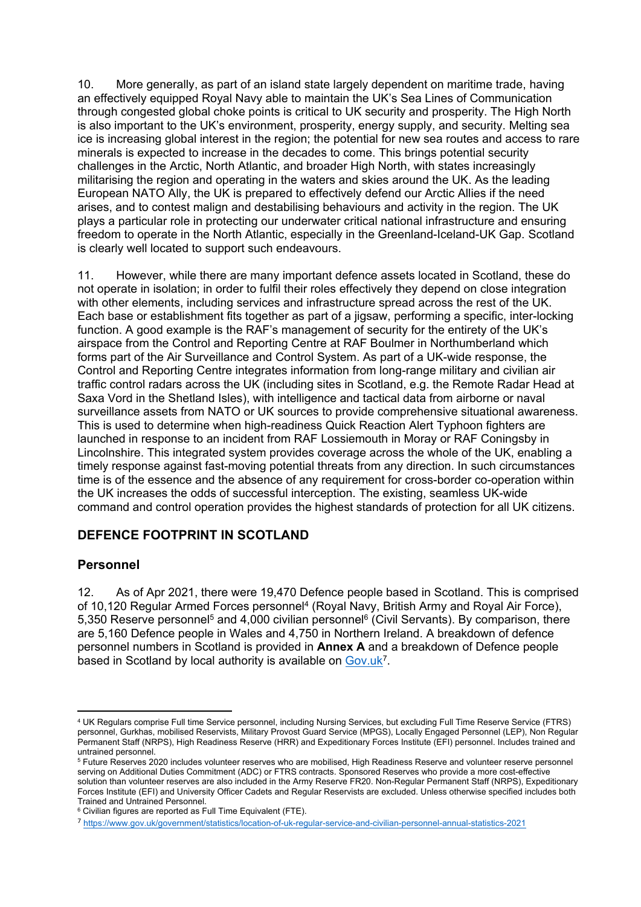10. More generally, as part of an island state largely dependent on maritime trade, having an effectively equipped Royal Navy able to maintain the UK's Sea Lines of Communication through congested global choke points is critical to UK security and prosperity. The High North is also important to the UK's environment, prosperity, energy supply, and security. Melting sea ice is increasing global interest in the region; the potential for new sea routes and access to rare minerals is expected to increase in the decades to come. This brings potential security challenges in the Arctic, North Atlantic, and broader High North, with states increasingly militarising the region and operating in the waters and skies around the UK. As the leading European NATO Ally, the UK is prepared to effectively defend our Arctic Allies if the need arises, and to contest malign and destabilising behaviours and activity in the region. The UK plays a particular role in protecting our underwater critical national infrastructure and ensuring freedom to operate in the North Atlantic, especially in the Greenland-Iceland-UK Gap. Scotland is clearly well located to support such endeavours.

11. However, while there are many important defence assets located in Scotland, these do not operate in isolation; in order to fulfil their roles effectively they depend on close integration with other elements, including services and infrastructure spread across the rest of the UK. Each base or establishment fits together as part of a jigsaw, performing a specific, inter-locking function. A good example is the RAF's management of security for the entirety of the UK's airspace from the Control and Reporting Centre at RAF Boulmer in Northumberland which forms part of the Air Surveillance and Control System. As part of a UK-wide response, the Control and Reporting Centre integrates information from long-range military and civilian air traffic control radars across the UK (including sites in Scotland, e.g. the Remote Radar Head at Saxa Vord in the Shetland Isles), with intelligence and tactical data from airborne or naval surveillance assets from NATO or UK sources to provide comprehensive situational awareness. This is used to determine when high-readiness Quick Reaction Alert Typhoon fighters are launched in response to an incident from RAF Lossiemouth in Moray or RAF Coningsby in Lincolnshire. This integrated system provides coverage across the whole of the UK, enabling a timely response against fast-moving potential threats from any direction. In such circumstances time is of the essence and the absence of any requirement for cross-border co-operation within the UK increases the odds of successful interception. The existing, seamless UK-wide command and control operation provides the highest standards of protection for all UK citizens.

## DEFENCE FOOTPRINT IN SCOTLAND

### Personnel

12. As of Apr 2021, there were 19,470 Defence people based in Scotland. This is comprised of 10,120 Regular Armed Forces personnel[4] (Royal Navy, British Army and Royal Air Force), 5,350 Reserve personnel[5] and 4,000 civilian personnel[6] (Civil Servants). By comparison, there are 5,160 Defence people in Wales and 4,750 in Northern Ireland. A breakdown of defence personnel numbers in Scotland is provided in **Annex A** and a breakdown of Defence people based in Scotland by local authority is available on [Gov.uk](https://www.gov.uk/government/statistics/location-of-uk-regular-service-and-civilian-personnel-annual-statistics-2021)[7].

---

[4] UK Regulars comprise Full time Service personnel, including Nursing Services, but excluding Full Time Reserve Service (FTRS) personnel, Gurkhas, mobilised Reservists, Military Provost Guard Service (MPGS), Locally Engaged Personnel (LEP), Non Regular Permanent Staff (NRPS), High Readiness Reserve (HRR) and Expeditionary Forces Institute (EFI) personnel. Includes trained and untrained personnel.

[5] Future Reserves 2020 includes volunteer reserves who are mobilised, High Readiness Reserve and volunteer reserve personnel serving on Additional Duties Commitment (ADC) or FTRS contracts. Sponsored Reserves who provide a more cost-effective solution than volunteer reserves are also included in the Army Reserve FR20. Non-Regular Permanent Staff (NRPS), Expeditionary Forces Institute (EFI) and University Officer Cadets and Regular Reservists are excluded. Unless otherwise specified includes both Trained and Untrained Personnel.

[6] Civilian figures are reported as Full Time Equivalent (FTE).

[7] https://www.gov.uk/government/statistics/location-of-uk-regular-service-and-civilian-personnel-annual-statistics-2021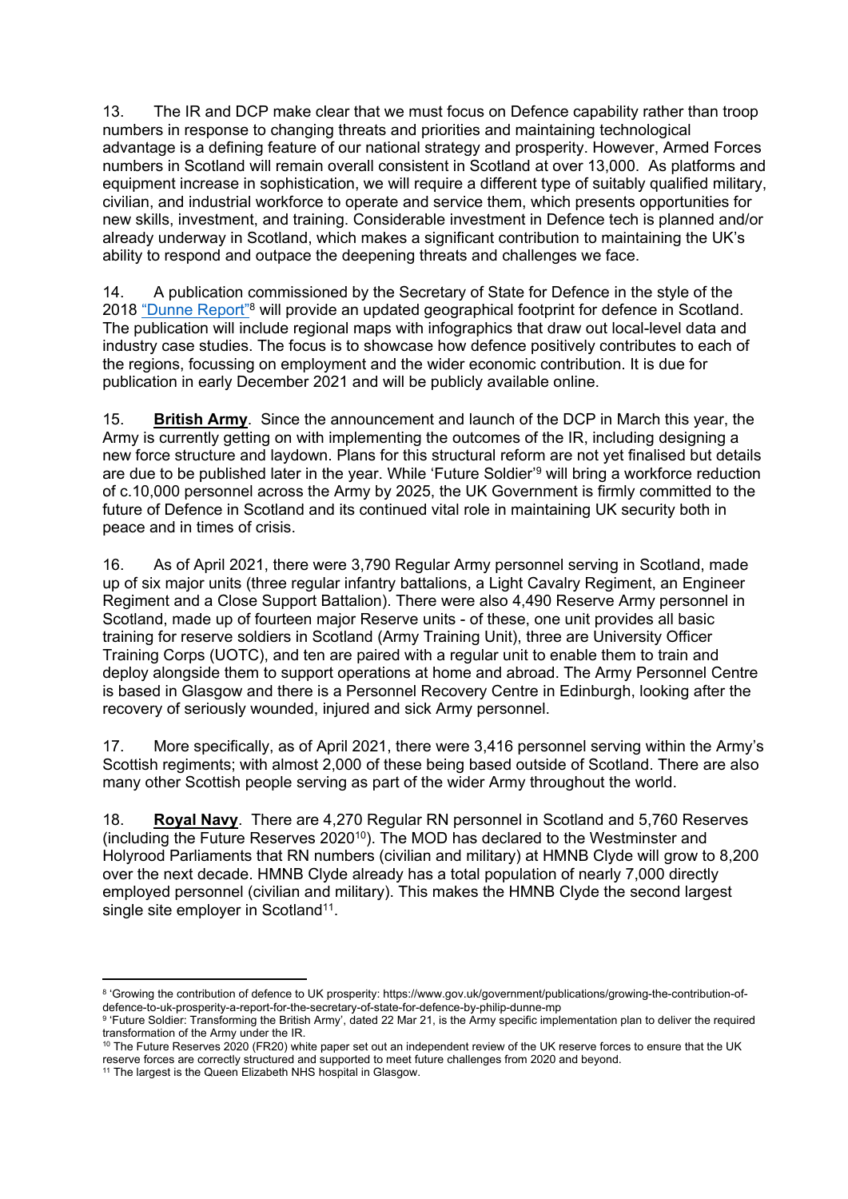13. The IR and DCP make clear that we must focus on Defence capability rather than troop numbers in response to changing threats and priorities and maintaining technological advantage is a defining feature of our national strategy and prosperity. However, Armed Forces numbers in Scotland will remain overall consistent in Scotland at over 13,000. As platforms and equipment increase in sophistication, we will require a different type of suitably qualified military, civilian, and industrial workforce to operate and service them, which presents opportunities for new skills, investment, and training. Considerable investment in Defence tech is planned and/or already underway in Scotland, which makes a significant contribution to maintaining the UK's ability to respond and outpace the deepening threats and challenges we face.

14. A publication commissioned by the Secretary of State for Defence in the style of the 2018 "Dunne Report"[8] will provide an updated geographical footprint for defence in Scotland. The publication will include regional maps with infographics that draw out local-level data and industry case studies. The focus is to showcase how defence positively contributes to each of the regions, focussing on employment and the wider economic contribution. It is due for publication in early December 2021 and will be publicly available online.

15. **British Army**. Since the announcement and launch of the DCP in March this year, the Army is currently getting on with implementing the outcomes of the IR, including designing a new force structure and laydown. Plans for this structural reform are not yet finalised but details are due to be published later in the year. While 'Future Soldier'[9] will bring a workforce reduction of c.10,000 personnel across the Army by 2025, the UK Government is firmly committed to the future of Defence in Scotland and its continued vital role in maintaining UK security both in peace and in times of crisis.

16. As of April 2021, there were 3,790 Regular Army personnel serving in Scotland, made up of six major units (three regular infantry battalions, a Light Cavalry Regiment, an Engineer Regiment and a Close Support Battalion). There were also 4,490 Reserve Army personnel in Scotland, made up of fourteen major Reserve units - of these, one unit provides all basic training for reserve soldiers in Scotland (Army Training Unit), three are University Officer Training Corps (UOTC), and ten are paired with a regular unit to enable them to train and deploy alongside them to support operations at home and abroad. The Army Personnel Centre is based in Glasgow and there is a Personnel Recovery Centre in Edinburgh, looking after the recovery of seriously wounded, injured and sick Army personnel.

17. More specifically, as of April 2021, there were 3,416 personnel serving within the Army's Scottish regiments; with almost 2,000 of these being based outside of Scotland. There are also many other Scottish people serving as part of the wider Army throughout the world.

18. **Royal Navy**. There are 4,270 Regular RN personnel in Scotland and 5,760 Reserves (including the Future Reserves 2020[10]). The MOD has declared to the Westminster and Holyrood Parliaments that RN numbers (civilian and military) at HMNB Clyde will grow to 8,200 over the next decade. HMNB Clyde already has a total population of nearly 7,000 directly employed personnel (civilian and military). This makes the HMNB Clyde the second largest single site employer in Scotland[11].

---

[8] 'Growing the contribution of defence to UK prosperity: https://www.gov.uk/government/publications/growing-the-contribution-of-defence-to-uk-prosperity-a-report-for-the-secretary-of-state-for-defence-by-philip-dunne-mp

[9] 'Future Soldier: Transforming the British Army', dated 22 Mar 21, is the Army specific implementation plan to deliver the required transformation of the Army under the IR.

[10] The Future Reserves 2020 (FR20) white paper set out an independent review of the UK reserve forces to ensure that the UK reserve forces are correctly structured and supported to meet future challenges from 2020 and beyond.

[11] The largest is the Queen Elizabeth NHS hospital in Glasgow.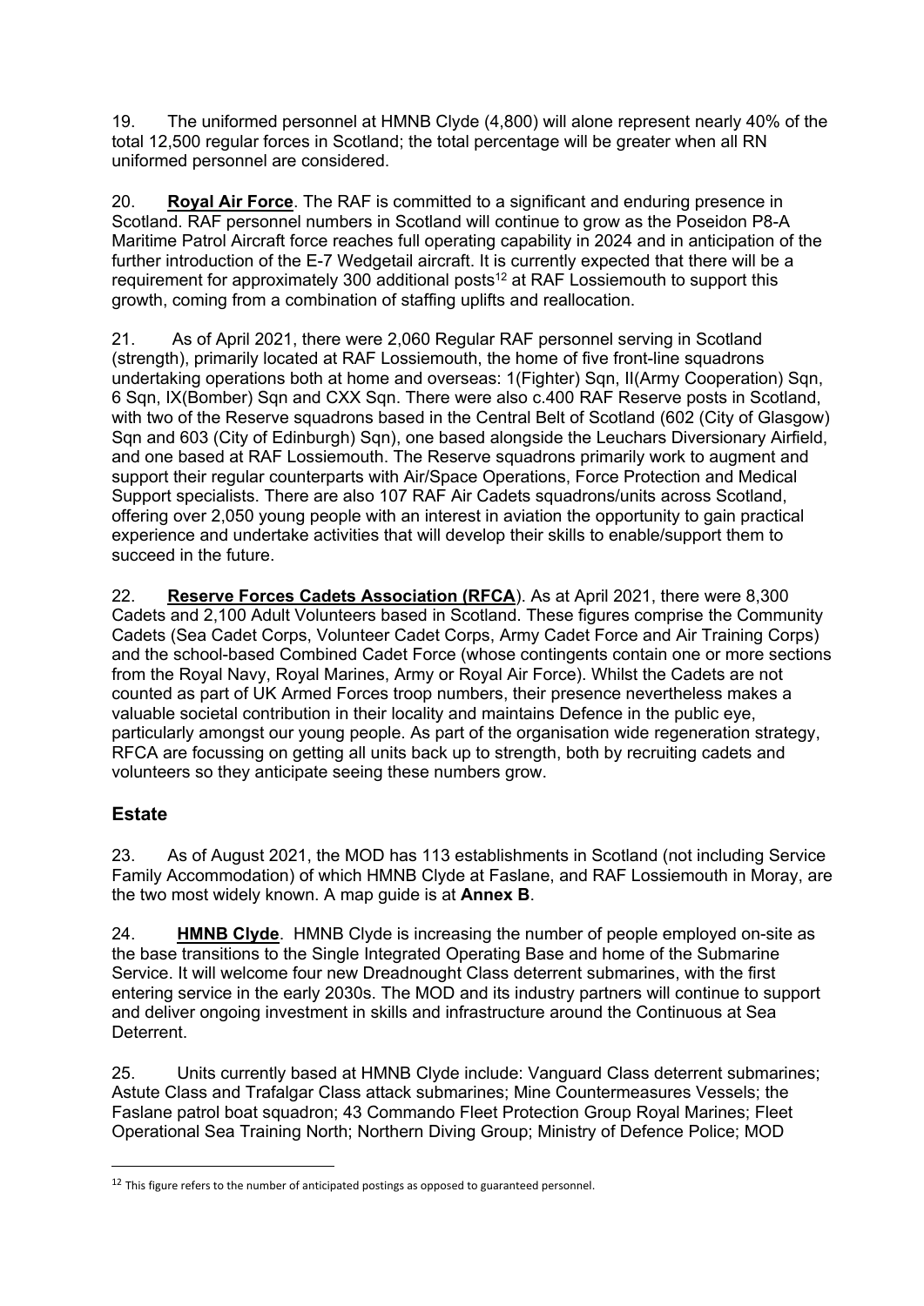19. The uniformed personnel at HMNB Clyde (4,800) will alone represent nearly 40% of the total 12,500 regular forces in Scotland; the total percentage will be greater when all RN uniformed personnel are considered.

20. **Royal Air Force**. The RAF is committed to a significant and enduring presence in Scotland. RAF personnel numbers in Scotland will continue to grow as the Poseidon P8-A Maritime Patrol Aircraft force reaches full operating capability in 2024 and in anticipation of the further introduction of the E-7 Wedgetail aircraft. It is currently expected that there will be a requirement for approximately 300 additional posts[12] at RAF Lossiemouth to support this growth, coming from a combination of staffing uplifts and reallocation.

21. As of April 2021, there were 2,060 Regular RAF personnel serving in Scotland (strength), primarily located at RAF Lossiemouth, the home of five front-line squadrons undertaking operations both at home and overseas: 1(Fighter) Sqn, II(Army Cooperation) Sqn, 6 Sqn, IX(Bomber) Sqn and CXX Sqn. There were also c.400 RAF Reserve posts in Scotland, with two of the Reserve squadrons based in the Central Belt of Scotland (602 (City of Glasgow) Sqn and 603 (City of Edinburgh) Sqn), one based alongside the Leuchars Diversionary Airfield, and one based at RAF Lossiemouth. The Reserve squadrons primarily work to augment and support their regular counterparts with Air/Space Operations, Force Protection and Medical Support specialists. There are also 107 RAF Air Cadets squadrons/units across Scotland, offering over 2,050 young people with an interest in aviation the opportunity to gain practical experience and undertake activities that will develop their skills to enable/support them to succeed in the future.

22. **Reserve Forces Cadets Association (RFCA**). As at April 2021, there were 8,300 Cadets and 2,100 Adult Volunteers based in Scotland. These figures comprise the Community Cadets (Sea Cadet Corps, Volunteer Cadet Corps, Army Cadet Force and Air Training Corps) and the school-based Combined Cadet Force (whose contingents contain one or more sections from the Royal Navy, Royal Marines, Army or Royal Air Force). Whilst the Cadets are not counted as part of UK Armed Forces troop numbers, their presence nevertheless makes a valuable societal contribution in their locality and maintains Defence in the public eye, particularly amongst our young people. As part of the organisation wide regeneration strategy, RFCA are focussing on getting all units back up to strength, both by recruiting cadets and volunteers so they anticipate seeing these numbers grow.

## Estate

23. As of August 2021, the MOD has 113 establishments in Scotland (not including Service Family Accommodation) of which HMNB Clyde at Faslane, and RAF Lossiemouth in Moray, are the two most widely known. A map guide is at **Annex B**.

24. **HMNB Clyde**. HMNB Clyde is increasing the number of people employed on-site as the base transitions to the Single Integrated Operating Base and home of the Submarine Service. It will welcome four new Dreadnought Class deterrent submarines, with the first entering service in the early 2030s. The MOD and its industry partners will continue to support and deliver ongoing investment in skills and infrastructure around the Continuous at Sea Deterrent.

25. Units currently based at HMNB Clyde include: Vanguard Class deterrent submarines; Astute Class and Trafalgar Class attack submarines; Mine Countermeasures Vessels; the Faslane patrol boat squadron; 43 Commando Fleet Protection Group Royal Marines; Fleet Operational Sea Training North; Northern Diving Group; Ministry of Defence Police; MOD

---

[12] This figure refers to the number of anticipated postings as opposed to guaranteed personnel.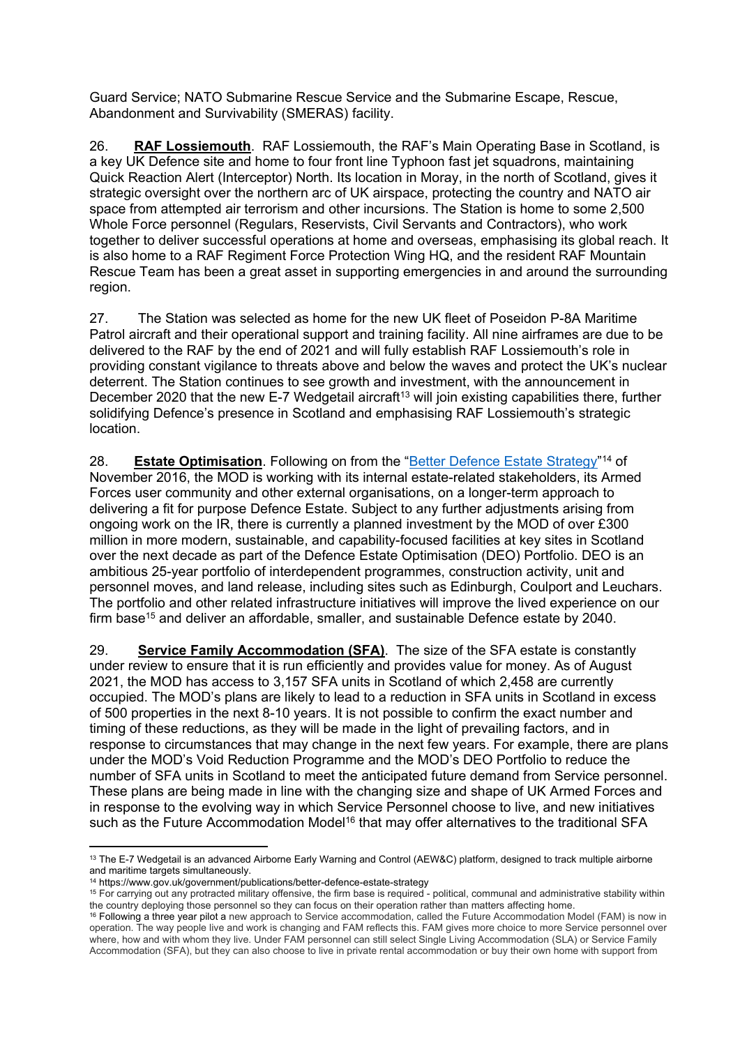Guard Service; NATO Submarine Rescue Service and the Submarine Escape, Rescue, Abandonment and Survivability (SMERAS) facility.

26. **RAF Lossiemouth**. RAF Lossiemouth, the RAF's Main Operating Base in Scotland, is a key UK Defence site and home to four front line Typhoon fast jet squadrons, maintaining Quick Reaction Alert (Interceptor) North. Its location in Moray, in the north of Scotland, gives it strategic oversight over the northern arc of UK airspace, protecting the country and NATO air space from attempted air terrorism and other incursions. The Station is home to some 2,500 Whole Force personnel (Regulars, Reservists, Civil Servants and Contractors), who work together to deliver successful operations at home and overseas, emphasising its global reach. It is also home to a RAF Regiment Force Protection Wing HQ, and the resident RAF Mountain Rescue Team has been a great asset in supporting emergencies in and around the surrounding region.

27. The Station was selected as home for the new UK fleet of Poseidon P-8A Maritime Patrol aircraft and their operational support and training facility. All nine airframes are due to be delivered to the RAF by the end of 2021 and will fully establish RAF Lossiemouth's role in providing constant vigilance to threats above and below the waves and protect the UK's nuclear deterrent. The Station continues to see growth and investment, with the announcement in December 2020 that the new E-7 Wedgetail aircraft[13] will join existing capabilities there, further solidifying Defence's presence in Scotland and emphasising RAF Lossiemouth's strategic location.

28. **Estate Optimisation**. Following on from the "Better Defence Estate Strategy"[14] of November 2016, the MOD is working with its internal estate-related stakeholders, its Armed Forces user community and other external organisations, on a longer-term approach to delivering a fit for purpose Defence Estate. Subject to any further adjustments arising from ongoing work on the IR, there is currently a planned investment by the MOD of over £300 million in more modern, sustainable, and capability-focused facilities at key sites in Scotland over the next decade as part of the Defence Estate Optimisation (DEO) Portfolio. DEO is an ambitious 25-year portfolio of interdependent programmes, construction activity, unit and personnel moves, and land release, including sites such as Edinburgh, Coulport and Leuchars. The portfolio and other related infrastructure initiatives will improve the lived experience on our firm base[15] and deliver an affordable, smaller, and sustainable Defence estate by 2040.

29. **Service Family Accommodation (SFA)**. The size of the SFA estate is constantly under review to ensure that it is run efficiently and provides value for money. As of August 2021, the MOD has access to 3,157 SFA units in Scotland of which 2,458 are currently occupied. The MOD's plans are likely to lead to a reduction in SFA units in Scotland in excess of 500 properties in the next 8-10 years. It is not possible to confirm the exact number and timing of these reductions, as they will be made in the light of prevailing factors, and in response to circumstances that may change in the next few years. For example, there are plans under the MOD's Void Reduction Programme and the MOD's DEO Portfolio to reduce the number of SFA units in Scotland to meet the anticipated future demand from Service personnel. These plans are being made in line with the changing size and shape of UK Armed Forces and in response to the evolving way in which Service Personnel choose to live, and new initiatives such as the Future Accommodation Model[16] that may offer alternatives to the traditional SFA

---

[13] The E-7 Wedgetail is an advanced Airborne Early Warning and Control (AEW&C) platform, designed to track multiple airborne and maritime targets simultaneously.

[14] https://www.gov.uk/government/publications/better-defence-estate-strategy

[15] For carrying out any protracted military offensive, the firm base is required - political, communal and administrative stability within the country deploying those personnel so they can focus on their operation rather than matters affecting home.

[16] Following a three year pilot a new approach to Service accommodation, called the Future Accommodation Model (FAM) is now in operation. The way people live and work is changing and FAM reflects this. FAM gives more choice to more Service personnel over where, how and with whom they live. Under FAM personnel can still select Single Living Accommodation (SLA) or Service Family Accommodation (SFA), but they can also choose to live in private rental accommodation or buy their own home with support from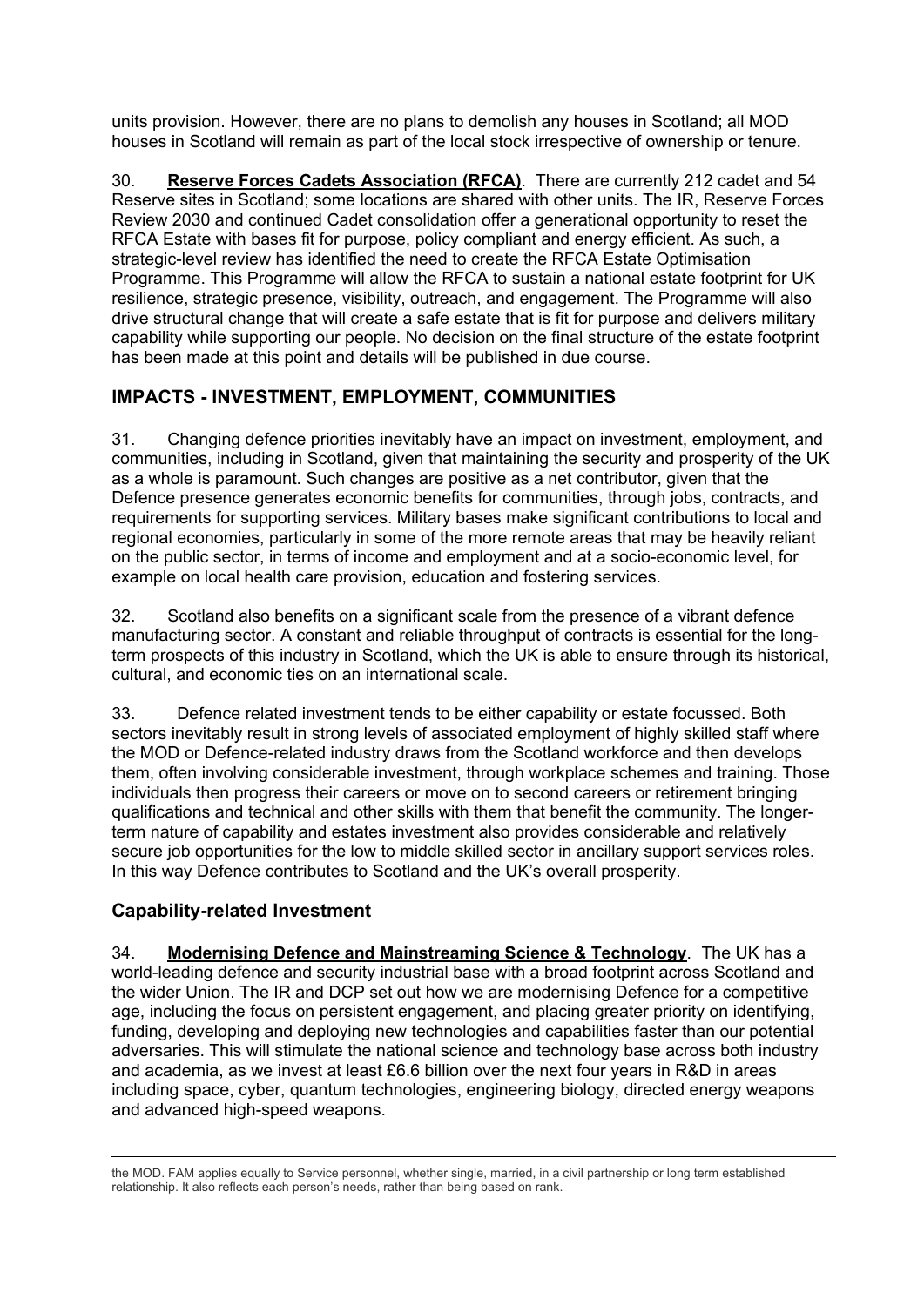units provision. However, there are no plans to demolish any houses in Scotland; all MOD houses in Scotland will remain as part of the local stock irrespective of ownership or tenure.

30. **Reserve Forces Cadets Association (RFCA)**. There are currently 212 cadet and 54 Reserve sites in Scotland; some locations are shared with other units. The IR, Reserve Forces Review 2030 and continued Cadet consolidation offer a generational opportunity to reset the RFCA Estate with bases fit for purpose, policy compliant and energy efficient. As such, a strategic-level review has identified the need to create the RFCA Estate Optimisation Programme. This Programme will allow the RFCA to sustain a national estate footprint for UK resilience, strategic presence, visibility, outreach, and engagement. The Programme will also drive structural change that will create a safe estate that is fit for purpose and delivers military capability while supporting our people. No decision on the final structure of the estate footprint has been made at this point and details will be published in due course.

## IMPACTS - INVESTMENT, EMPLOYMENT, COMMUNITIES

31. Changing defence priorities inevitably have an impact on investment, employment, and communities, including in Scotland, given that maintaining the security and prosperity of the UK as a whole is paramount. Such changes are positive as a net contributor, given that the Defence presence generates economic benefits for communities, through jobs, contracts, and requirements for supporting services. Military bases make significant contributions to local and regional economies, particularly in some of the more remote areas that may be heavily reliant on the public sector, in terms of income and employment and at a socio-economic level, for example on local health care provision, education and fostering services.

32. Scotland also benefits on a significant scale from the presence of a vibrant defence manufacturing sector. A constant and reliable throughput of contracts is essential for the long-term prospects of this industry in Scotland, which the UK is able to ensure through its historical, cultural, and economic ties on an international scale.

33. Defence related investment tends to be either capability or estate focussed. Both sectors inevitably result in strong levels of associated employment of highly skilled staff where the MOD or Defence-related industry draws from the Scotland workforce and then develops them, often involving considerable investment, through workplace schemes and training. Those individuals then progress their careers or move on to second careers or retirement bringing qualifications and technical and other skills with them that benefit the community. The longer-term nature of capability and estates investment also provides considerable and relatively secure job opportunities for the low to middle skilled sector in ancillary support services roles. In this way Defence contributes to Scotland and the UK's overall prosperity.

### Capability-related Investment

34. **Modernising Defence and Mainstreaming Science & Technology**. The UK has a world-leading defence and security industrial base with a broad footprint across Scotland and the wider Union. The IR and DCP set out how we are modernising Defence for a competitive age, including the focus on persistent engagement, and placing greater priority on identifying, funding, developing and deploying new technologies and capabilities faster than our potential adversaries. This will stimulate the national science and technology base across both industry and academia, as we invest at least £6.6 billion over the next four years in R&D in areas including space, cyber, quantum technologies, engineering biology, directed energy weapons and advanced high-speed weapons.

---

the MOD. FAM applies equally to Service personnel, whether single, married, in a civil partnership or long term established relationship. It also reflects each person's needs, rather than being based on rank.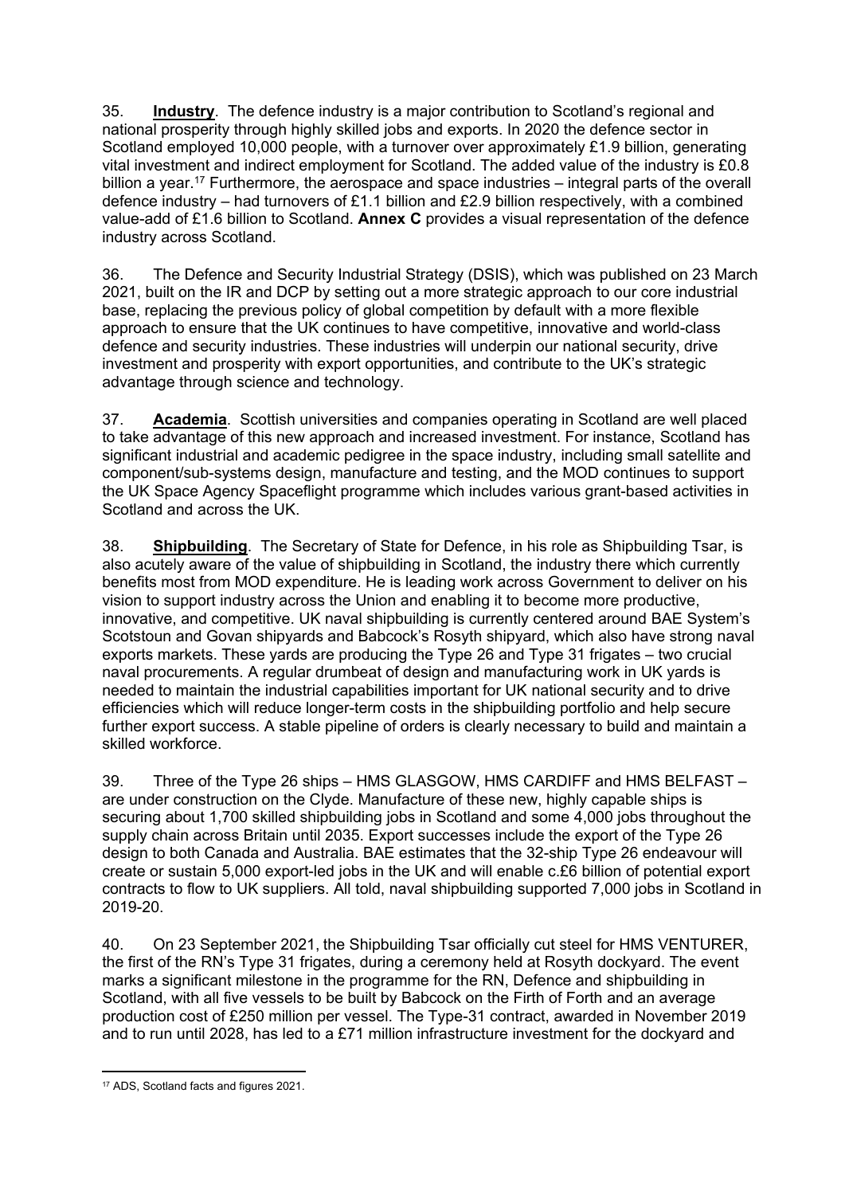35. **Industry**. The defence industry is a major contribution to Scotland's regional and national prosperity through highly skilled jobs and exports. In 2020 the defence sector in Scotland employed 10,000 people, with a turnover over approximately £1.9 billion, generating vital investment and indirect employment for Scotland. The added value of the industry is £0.8 billion a year.[17] Furthermore, the aerospace and space industries – integral parts of the overall defence industry – had turnovers of £1.1 billion and £2.9 billion respectively, with a combined value-add of £1.6 billion to Scotland. **Annex C** provides a visual representation of the defence industry across Scotland.

36. The Defence and Security Industrial Strategy (DSIS), which was published on 23 March 2021, built on the IR and DCP by setting out a more strategic approach to our core industrial base, replacing the previous policy of global competition by default with a more flexible approach to ensure that the UK continues to have competitive, innovative and world-class defence and security industries. These industries will underpin our national security, drive investment and prosperity with export opportunities, and contribute to the UK's strategic advantage through science and technology.

37. **Academia**. Scottish universities and companies operating in Scotland are well placed to take advantage of this new approach and increased investment. For instance, Scotland has significant industrial and academic pedigree in the space industry, including small satellite and component/sub-systems design, manufacture and testing, and the MOD continues to support the UK Space Agency Spaceflight programme which includes various grant-based activities in Scotland and across the UK.

38. **Shipbuilding**. The Secretary of State for Defence, in his role as Shipbuilding Tsar, is also acutely aware of the value of shipbuilding in Scotland, the industry there which currently benefits most from MOD expenditure. He is leading work across Government to deliver on his vision to support industry across the Union and enabling it to become more productive, innovative, and competitive. UK naval shipbuilding is currently centered around BAE System's Scotstoun and Govan shipyards and Babcock's Rosyth shipyard, which also have strong naval exports markets. These yards are producing the Type 26 and Type 31 frigates – two crucial naval procurements. A regular drumbeat of design and manufacturing work in UK yards is needed to maintain the industrial capabilities important for UK national security and to drive efficiencies which will reduce longer-term costs in the shipbuilding portfolio and help secure further export success. A stable pipeline of orders is clearly necessary to build and maintain a skilled workforce.

39. Three of the Type 26 ships – HMS GLASGOW, HMS CARDIFF and HMS BELFAST – are under construction on the Clyde. Manufacture of these new, highly capable ships is securing about 1,700 skilled shipbuilding jobs in Scotland and some 4,000 jobs throughout the supply chain across Britain until 2035. Export successes include the export of the Type 26 design to both Canada and Australia. BAE estimates that the 32-ship Type 26 endeavour will create or sustain 5,000 export-led jobs in the UK and will enable c.£6 billion of potential export contracts to flow to UK suppliers. All told, naval shipbuilding supported 7,000 jobs in Scotland in 2019-20.

40. On 23 September 2021, the Shipbuilding Tsar officially cut steel for HMS VENTURER, the first of the RN's Type 31 frigates, during a ceremony held at Rosyth dockyard. The event marks a significant milestone in the programme for the RN, Defence and shipbuilding in Scotland, with all five vessels to be built by Babcock on the Firth of Forth and an average production cost of £250 million per vessel. The Type-31 contract, awarded in November 2019 and to run until 2028, has led to a £71 million infrastructure investment for the dockyard and

[17] ADS, Scotland facts and figures 2021.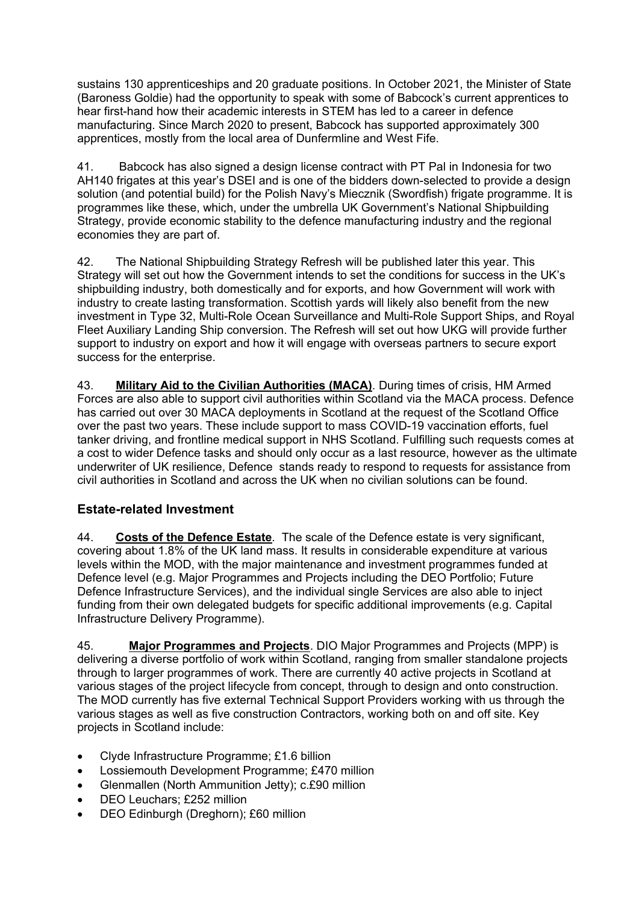sustains 130 apprenticeships and 20 graduate positions. In October 2021, the Minister of State (Baroness Goldie) had the opportunity to speak with some of Babcock's current apprentices to hear first-hand how their academic interests in STEM has led to a career in defence manufacturing. Since March 2020 to present, Babcock has supported approximately 300 apprentices, mostly from the local area of Dunfermline and West Fife.

41. Babcock has also signed a design license contract with PT Pal in Indonesia for two AH140 frigates at this year's DSEI and is one of the bidders down-selected to provide a design solution (and potential build) for the Polish Navy's Miecznik (Swordfish) frigate programme. It is programmes like these, which, under the umbrella UK Government's National Shipbuilding Strategy, provide economic stability to the defence manufacturing industry and the regional economies they are part of.

42. The National Shipbuilding Strategy Refresh will be published later this year. This Strategy will set out how the Government intends to set the conditions for success in the UK's shipbuilding industry, both domestically and for exports, and how Government will work with industry to create lasting transformation. Scottish yards will likely also benefit from the new investment in Type 32, Multi-Role Ocean Surveillance and Multi-Role Support Ships, and Royal Fleet Auxiliary Landing Ship conversion. The Refresh will set out how UKG will provide further support to industry on export and how it will engage with overseas partners to secure export success for the enterprise.

43. **Military Aid to the Civilian Authorities (MACA)**. During times of crisis, HM Armed Forces are also able to support civil authorities within Scotland via the MACA process. Defence has carried out over 30 MACA deployments in Scotland at the request of the Scotland Office over the past two years. These include support to mass COVID-19 vaccination efforts, fuel tanker driving, and frontline medical support in NHS Scotland. Fulfilling such requests comes at a cost to wider Defence tasks and should only occur as a last resource, however as the ultimate underwriter of UK resilience, Defence stands ready to respond to requests for assistance from civil authorities in Scotland and across the UK when no civilian solutions can be found.

## Estate-related Investment

44. **Costs of the Defence Estate**. The scale of the Defence estate is very significant, covering about 1.8% of the UK land mass. It results in considerable expenditure at various levels within the MOD, with the major maintenance and investment programmes funded at Defence level (e.g. Major Programmes and Projects including the DEO Portfolio; Future Defence Infrastructure Services), and the individual single Services are also able to inject funding from their own delegated budgets for specific additional improvements (e.g. Capital Infrastructure Delivery Programme).

45. **Major Programmes and Projects**. DIO Major Programmes and Projects (MPP) is delivering a diverse portfolio of work within Scotland, ranging from smaller standalone projects through to larger programmes of work. There are currently 40 active projects in Scotland at various stages of the project lifecycle from concept, through to design and onto construction. The MOD currently has five external Technical Support Providers working with us through the various stages as well as five construction Contractors, working both on and off site. Key projects in Scotland include:

- Clyde Infrastructure Programme; £1.6 billion
- Lossiemouth Development Programme; £470 million
- Glenmallen (North Ammunition Jetty); c.£90 million
- DEO Leuchars; £252 million
- DEO Edinburgh (Dreghorn); £60 million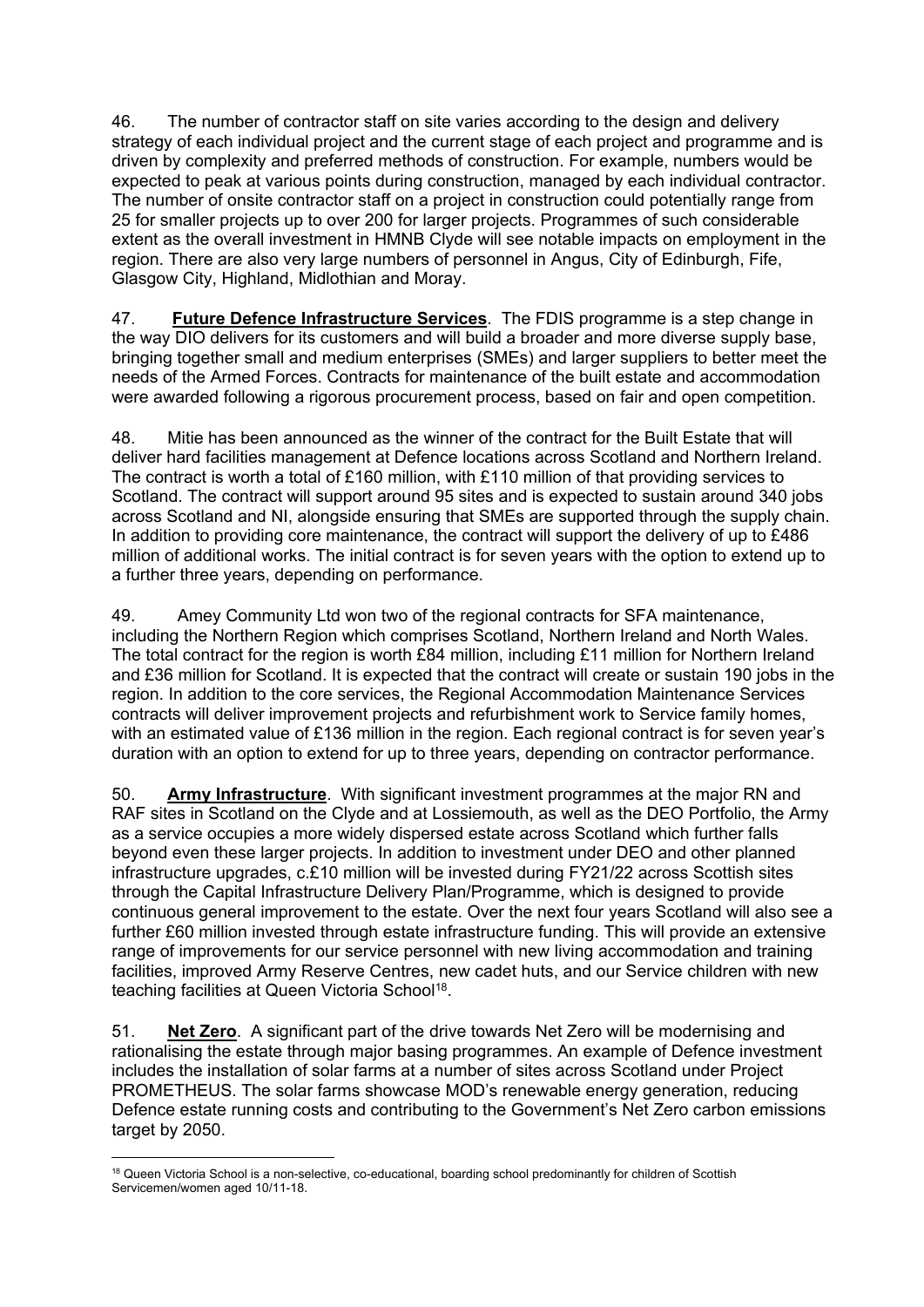46. The number of contractor staff on site varies according to the design and delivery strategy of each individual project and the current stage of each project and programme and is driven by complexity and preferred methods of construction. For example, numbers would be expected to peak at various points during construction, managed by each individual contractor. The number of onsite contractor staff on a project in construction could potentially range from 25 for smaller projects up to over 200 for larger projects. Programmes of such considerable extent as the overall investment in HMNB Clyde will see notable impacts on employment in the region. There are also very large numbers of personnel in Angus, City of Edinburgh, Fife, Glasgow City, Highland, Midlothian and Moray.

47. **Future Defence Infrastructure Services**. The FDIS programme is a step change in the way DIO delivers for its customers and will build a broader and more diverse supply base, bringing together small and medium enterprises (SMEs) and larger suppliers to better meet the needs of the Armed Forces. Contracts for maintenance of the built estate and accommodation were awarded following a rigorous procurement process, based on fair and open competition.

48. Mitie has been announced as the winner of the contract for the Built Estate that will deliver hard facilities management at Defence locations across Scotland and Northern Ireland. The contract is worth a total of £160 million, with £110 million of that providing services to Scotland. The contract will support around 95 sites and is expected to sustain around 340 jobs across Scotland and NI, alongside ensuring that SMEs are supported through the supply chain. In addition to providing core maintenance, the contract will support the delivery of up to £486 million of additional works. The initial contract is for seven years with the option to extend up to a further three years, depending on performance.

49. Amey Community Ltd won two of the regional contracts for SFA maintenance, including the Northern Region which comprises Scotland, Northern Ireland and North Wales. The total contract for the region is worth £84 million, including £11 million for Northern Ireland and £36 million for Scotland. It is expected that the contract will create or sustain 190 jobs in the region. In addition to the core services, the Regional Accommodation Maintenance Services contracts will deliver improvement projects and refurbishment work to Service family homes, with an estimated value of £136 million in the region. Each regional contract is for seven year's duration with an option to extend for up to three years, depending on contractor performance.

50. **Army Infrastructure**. With significant investment programmes at the major RN and RAF sites in Scotland on the Clyde and at Lossiemouth, as well as the DEO Portfolio, the Army as a service occupies a more widely dispersed estate across Scotland which further falls beyond even these larger projects. In addition to investment under DEO and other planned infrastructure upgrades, c.£10 million will be invested during FY21/22 across Scottish sites through the Capital Infrastructure Delivery Plan/Programme, which is designed to provide continuous general improvement to the estate. Over the next four years Scotland will also see a further £60 million invested through estate infrastructure funding. This will provide an extensive range of improvements for our service personnel with new living accommodation and training facilities, improved Army Reserve Centres, new cadet huts, and our Service children with new teaching facilities at Queen Victoria School[18].

51. **Net Zero**. A significant part of the drive towards Net Zero will be modernising and rationalising the estate through major basing programmes. An example of Defence investment includes the installation of solar farms at a number of sites across Scotland under Project PROMETHEUS. The solar farms showcase MOD's renewable energy generation, reducing Defence estate running costs and contributing to the Government's Net Zero carbon emissions target by 2050.

[18] Queen Victoria School is a non-selective, co-educational, boarding school predominantly for children of Scottish Servicemen/women aged 10/11-18.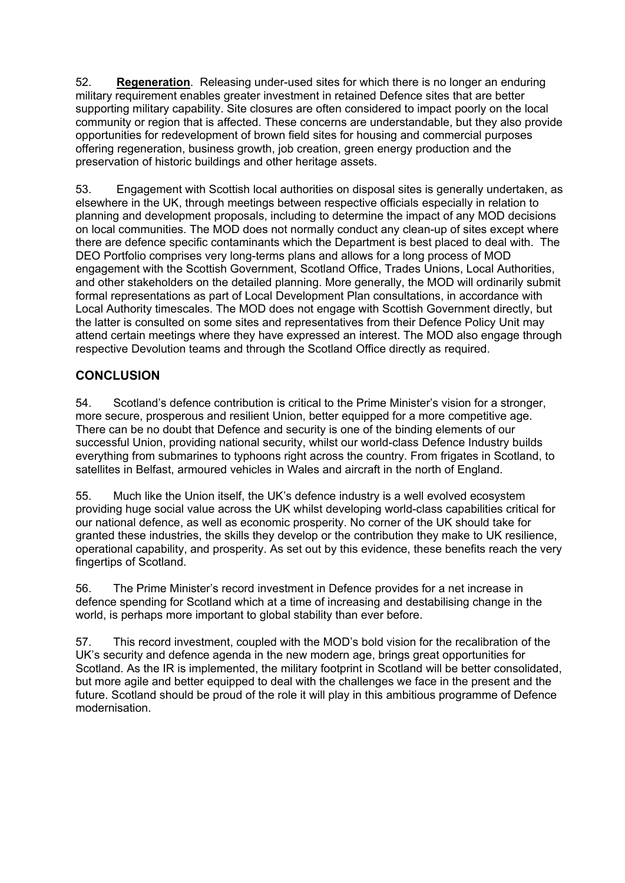52. **Regeneration**. Releasing under-used sites for which there is no longer an enduring military requirement enables greater investment in retained Defence sites that are better supporting military capability. Site closures are often considered to impact poorly on the local community or region that is affected. These concerns are understandable, but they also provide opportunities for redevelopment of brown field sites for housing and commercial purposes offering regeneration, business growth, job creation, green energy production and the preservation of historic buildings and other heritage assets.

53. Engagement with Scottish local authorities on disposal sites is generally undertaken, as elsewhere in the UK, through meetings between respective officials especially in relation to planning and development proposals, including to determine the impact of any MOD decisions on local communities. The MOD does not normally conduct any clean-up of sites except where there are defence specific contaminants which the Department is best placed to deal with. The DEO Portfolio comprises very long-terms plans and allows for a long process of MOD engagement with the Scottish Government, Scotland Office, Trades Unions, Local Authorities, and other stakeholders on the detailed planning. More generally, the MOD will ordinarily submit formal representations as part of Local Development Plan consultations, in accordance with Local Authority timescales. The MOD does not engage with Scottish Government directly, but the latter is consulted on some sites and representatives from their Defence Policy Unit may attend certain meetings where they have expressed an interest. The MOD also engage through respective Devolution teams and through the Scotland Office directly as required.

## CONCLUSION

54. Scotland's defence contribution is critical to the Prime Minister's vision for a stronger, more secure, prosperous and resilient Union, better equipped for a more competitive age. There can be no doubt that Defence and security is one of the binding elements of our successful Union, providing national security, whilst our world-class Defence Industry builds everything from submarines to typhoons right across the country. From frigates in Scotland, to satellites in Belfast, armoured vehicles in Wales and aircraft in the north of England.

55. Much like the Union itself, the UK's defence industry is a well evolved ecosystem providing huge social value across the UK whilst developing world-class capabilities critical for our national defence, as well as economic prosperity. No corner of the UK should take for granted these industries, the skills they develop or the contribution they make to UK resilience, operational capability, and prosperity. As set out by this evidence, these benefits reach the very fingertips of Scotland.

56. The Prime Minister's record investment in Defence provides for a net increase in defence spending for Scotland which at a time of increasing and destabilising change in the world, is perhaps more important to global stability than ever before.

57. This record investment, coupled with the MOD's bold vision for the recalibration of the UK's security and defence agenda in the new modern age, brings great opportunities for Scotland. As the IR is implemented, the military footprint in Scotland will be better consolidated, but more agile and better equipped to deal with the challenges we face in the present and the future. Scotland should be proud of the role it will play in this ambitious programme of Defence modernisation.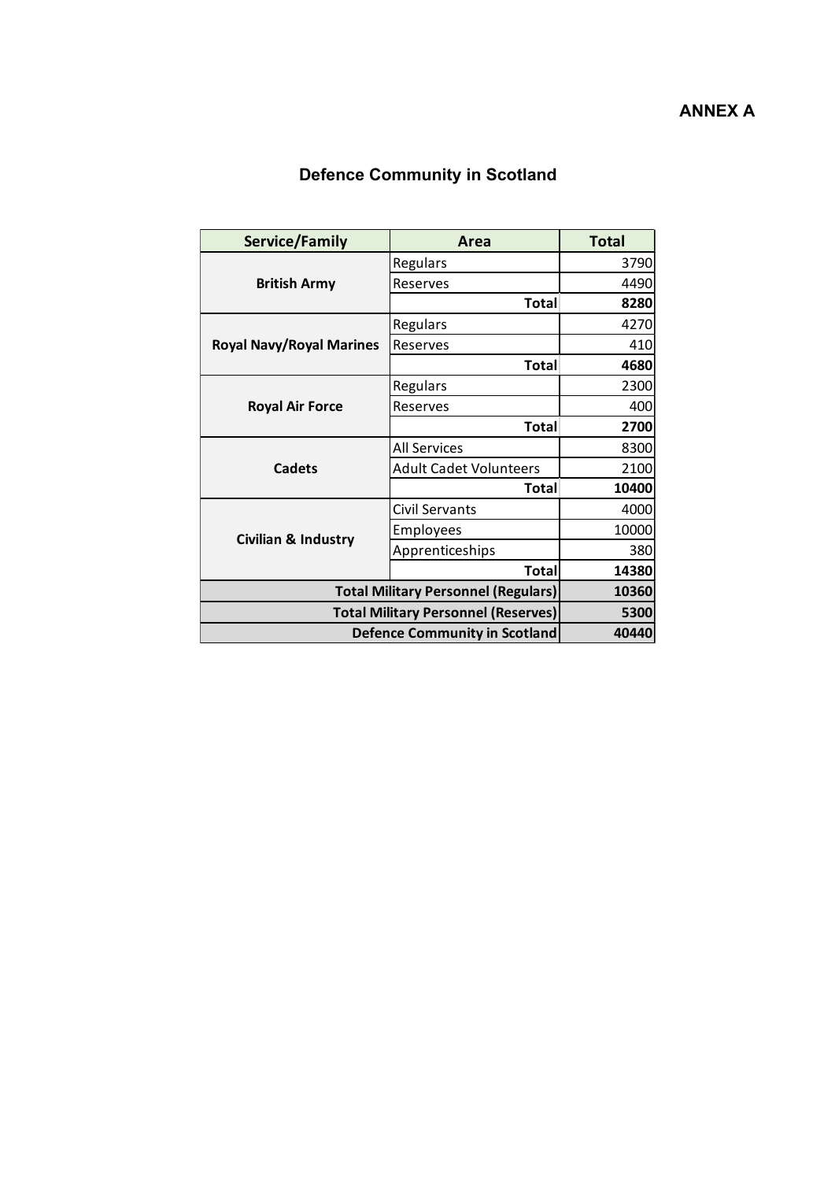**ANNEX A**

## Defence Community in Scotland

| Service/Family | Area | Total |
|---|---|---|
| British Army | Regulars | 3790 |
| | Reserves | 4490 |
| | **Total** | **8280** |
| Royal Navy/Royal Marines | Regulars | 4270 |
| | Reserves | 410 |
| | **Total** | **4680** |
| Royal Air Force | Regulars | 2300 |
| | Reserves | 400 |
| | **Total** | **2700** |
| Cadets | All Services | 8300 |
| | Adult Cadet Volunteers | 2100 |
| | **Total** | **10400** |
| Civilian & Industry | Civil Servants | 4000 |
| | Employees | 10000 |
| | Apprenticeships | 380 |
| | **Total** | **14380** |
| **Total Military Personnel (Regulars)** | | **10360** |
| **Total Military Personnel (Reserves)** | | **5300** |
| **Defence Community in Scotland** | | **40440** |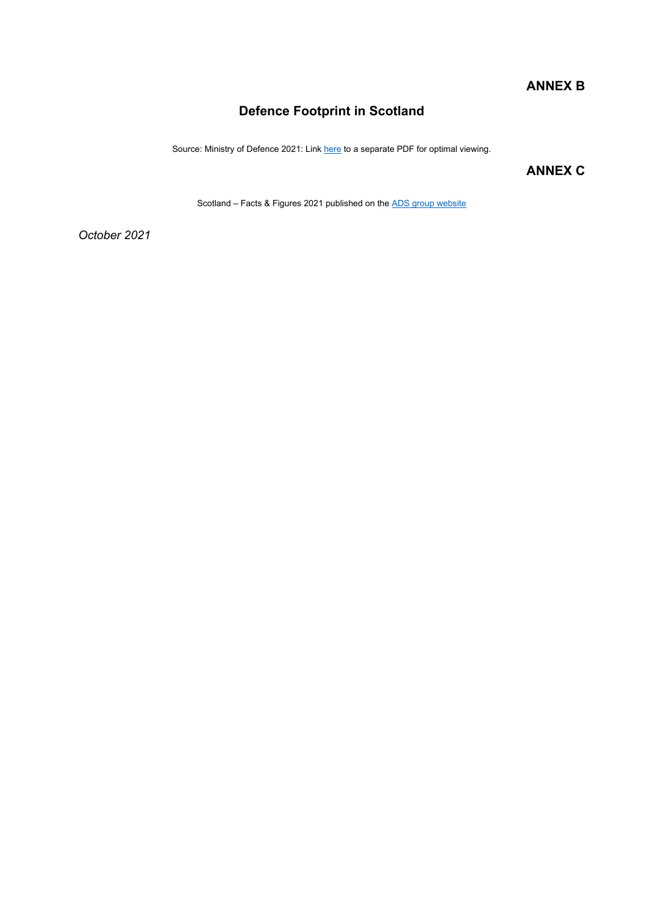**ANNEX B**

## Defence Footprint in Scotland

Source: Ministry of Defence 2021: Link here to a separate PDF for optimal viewing.

**ANNEX C**

Scotland – Facts & Figures 2021 published on the ADS group website

*October 2021*